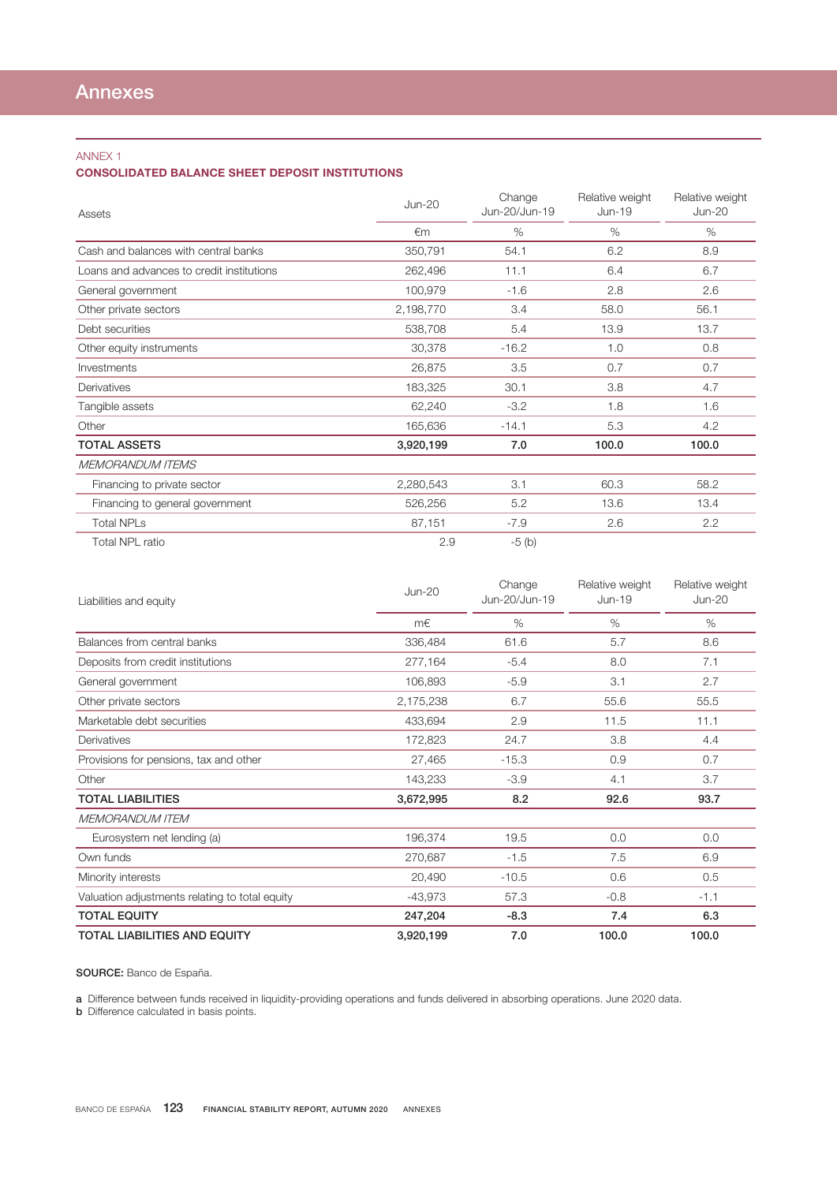# Annexes

ANNEX 1

**CONSOLIDATED BALANCE SHEET DEPOSIT INSTITUTIONS**

| Assets | Jun-20 | Change Jun-20/Jun-19 | Relative weight Jun-19 | Relative weight Jun-20 |
|---|---|---|---|---|
| | €m | % | % | % |
| Cash and balances with central banks | 350,791 | 54.1 | 6.2 | 8.9 |
| Loans and advances to credit institutions | 262,496 | 11.1 | 6.4 | 6.7 |
| General government | 100,979 | -1.6 | 2.8 | 2.6 |
| Other private sectors | 2,198,770 | 3.4 | 58.0 | 56.1 |
| Debt securities | 538,708 | 5.4 | 13.9 | 13.7 |
| Other equity instruments | 30,378 | -16.2 | 1.0 | 0.8 |
| Investments | 26,875 | 3.5 | 0.7 | 0.7 |
| Derivatives | 183,325 | 30.1 | 3.8 | 4.7 |
| Tangible assets | 62,240 | -3.2 | 1.8 | 1.6 |
| Other | 165,636 | -14.1 | 5.3 | 4.2 |
| **TOTAL ASSETS** | **3,920,199** | **7.0** | **100.0** | **100.0** |
| *MEMORANDUM ITEMS* | | | | |
| Financing to private sector | 2,280,543 | 3.1 | 60.3 | 58.2 |
| Financing to general government | 526,256 | 5.2 | 13.6 | 13.4 |
| Total NPLs | 87,151 | -7.9 | 2.6 | 2.2 |
| Total NPL ratio | 2.9 | -5 (b) | | |

| Liabilities and equity | Jun-20 | Change Jun-20/Jun-19 | Relative weight Jun-19 | Relative weight Jun-20 |
|---|---|---|---|---|
| | m€ | % | % | % |
| Balances from central banks | 336,484 | 61.6 | 5.7 | 8.6 |
| Deposits from credit institutions | 277,164 | -5.4 | 8.0 | 7.1 |
| General government | 106,893 | -5.9 | 3.1 | 2.7 |
| Other private sectors | 2,175,238 | 6.7 | 55.6 | 55.5 |
| Marketable debt securities | 433,694 | 2.9 | 11.5 | 11.1 |
| Derivatives | 172,823 | 24.7 | 3.8 | 4.4 |
| Provisions for pensions, tax and other | 27,465 | -15.3 | 0.9 | 0.7 |
| Other | 143,233 | -3.9 | 4.1 | 3.7 |
| **TOTAL LIABILITIES** | **3,672,995** | **8.2** | **92.6** | **93.7** |
| *MEMORANDUM ITEM* | | | | |
| Eurosystem net lending (a) | 196,374 | 19.5 | 0.0 | 0.0 |
| Own funds | 270,687 | -1.5 | 7.5 | 6.9 |
| Minority interests | 20,490 | -10.5 | 0.6 | 0.5 |
| Valuation adjustments relating to total equity | -43,973 | 57.3 | -0.8 | -1.1 |
| **TOTAL EQUITY** | **247,204** | **-8.3** | **7.4** | **6.3** |
| **TOTAL LIABILITIES AND EQUITY** | **3,920,199** | **7.0** | **100.0** | **100.0** |

**SOURCE:** Banco de España.

**a** Difference between funds received in liquidity-providing operations and funds delivered in absorbing operations. June 2020 data.
**b** Difference calculated in basis points.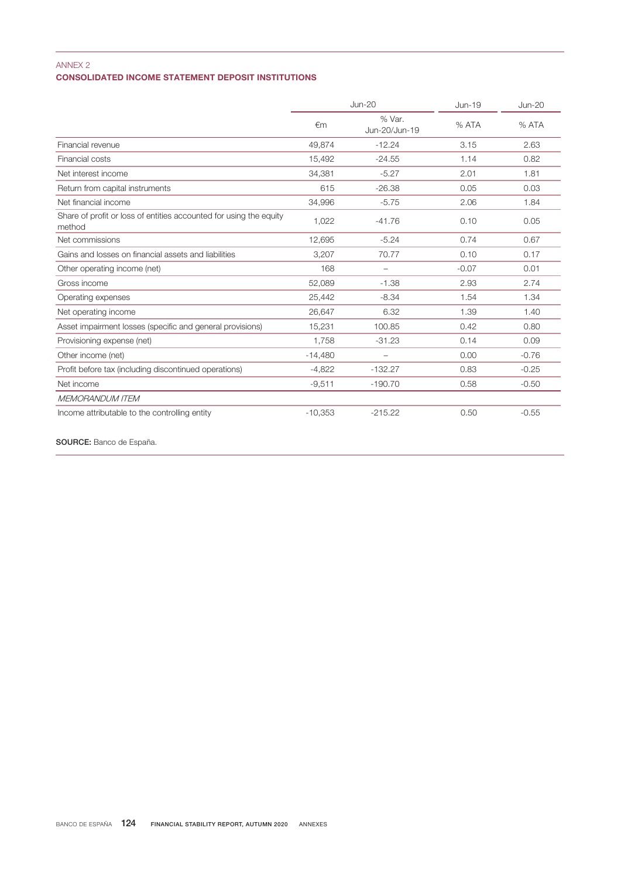ANNEX 2

**CONSOLIDATED INCOME STATEMENT DEPOSIT INSTITUTIONS**

| | Jun-20 | | Jun-19 | Jun-20 |
|---|---|---|---|---|
| | €m | % Var. Jun-20/Jun-19 | % ATA | % ATA |
| Financial revenue | 49,874 | -12.24 | 3.15 | 2.63 |
| Financial costs | 15,492 | -24.55 | 1.14 | 0.82 |
| Net interest income | 34,381 | -5.27 | 2.01 | 1.81 |
| Return from capital instruments | 615 | -26.38 | 0.05 | 0.03 |
| Net financial income | 34,996 | -5.75 | 2.06 | 1.84 |
| Share of profit or loss of entities accounted for using the equity method | 1,022 | -41.76 | 0.10 | 0.05 |
| Net commissions | 12,695 | -5.24 | 0.74 | 0.67 |
| Gains and losses on financial assets and liabilities | 3,207 | 70.77 | 0.10 | 0.17 |
| Other operating income (net) | 168 | – | -0.07 | 0.01 |
| Gross income | 52,089 | -1.38 | 2.93 | 2.74 |
| Operating expenses | 25,442 | -8.34 | 1.54 | 1.34 |
| Net operating income | 26,647 | 6.32 | 1.39 | 1.40 |
| Asset impairment losses (specific and general provisions) | 15,231 | 100.85 | 0.42 | 0.80 |
| Provisioning expense (net) | 1,758 | -31.23 | 0.14 | 0.09 |
| Other income (net) | -14,480 | – | 0.00 | -0.76 |
| Profit before tax (including discontinued operations) | -4,822 | -132.27 | 0.83 | -0.25 |
| Net income | -9,511 | -190.70 | 0.58 | -0.50 |
| *MEMORANDUM ITEM* | | | | |
| Income attributable to the controlling entity | -10,353 | -215.22 | 0.50 | -0.55 |

**SOURCE:** Banco de España.